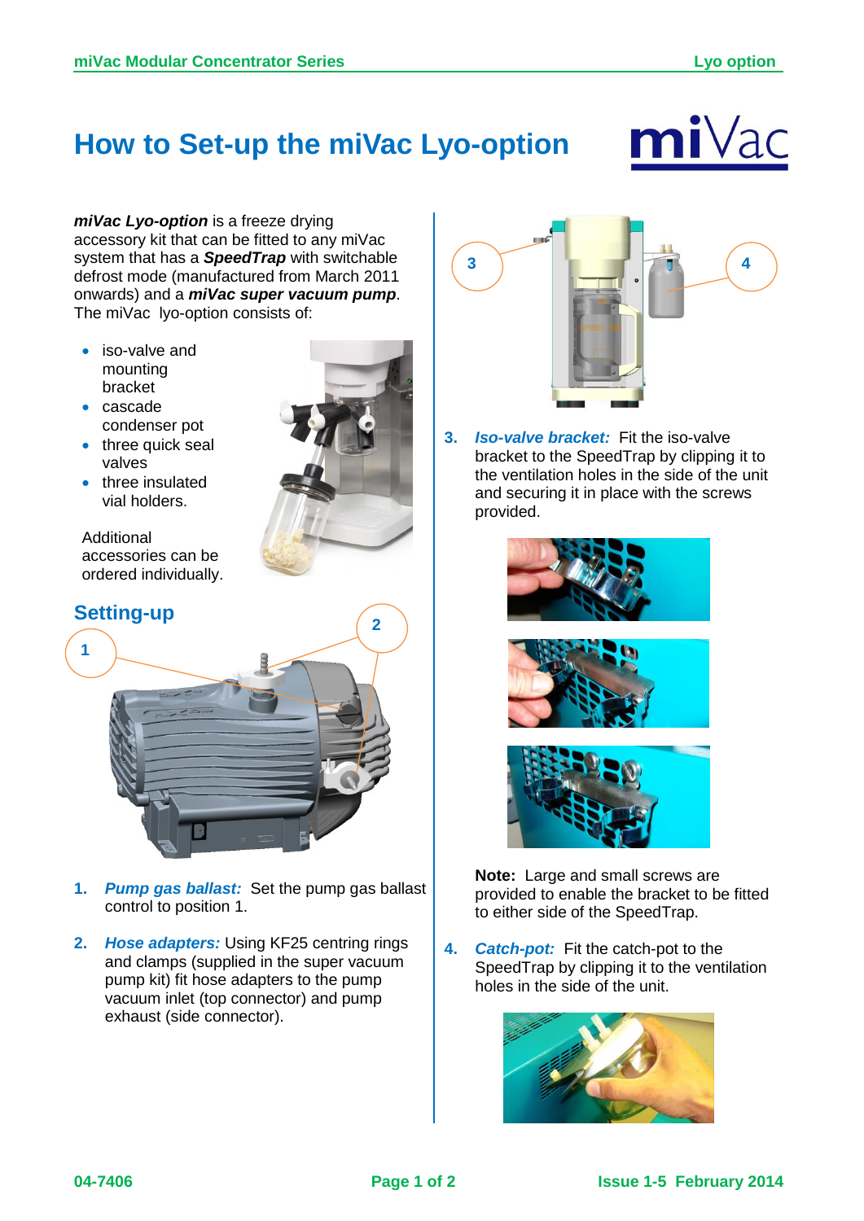# How to Set-up the miVac Lyo-option

***miVac Lyo-option*** is a freeze drying accessory kit that can be fitted to any miVac system that has a ***SpeedTrap*** with switchable defrost mode (manufactured from March 2011 onwards) and a ***miVac super vacuum pump***. The miVac lyo-option consists of:

- iso-valve and mounting bracket
- cascade condenser pot
- three quick seal valves
- three insulated vial holders.

Additional accessories can be ordered individually.

## Setting-up

1. ***Pump gas ballast:*** Set the pump gas ballast control to position 1.

2. ***Hose adapters:*** Using KF25 centring rings and clamps (supplied in the super vacuum pump kit) fit hose adapters to the pump vacuum inlet (top connector) and pump exhaust (side connector).

3. ***Iso-valve bracket:*** Fit the iso-valve bracket to the SpeedTrap by clipping it to the ventilation holes in the side of the unit and securing it in place with the screws provided.

**Note:** Large and small screws are provided to enable the bracket to be fitted to either side of the SpeedTrap.

4. ***Catch-pot:*** Fit the catch-pot to the SpeedTrap by clipping it to the ventilation holes in the side of the unit.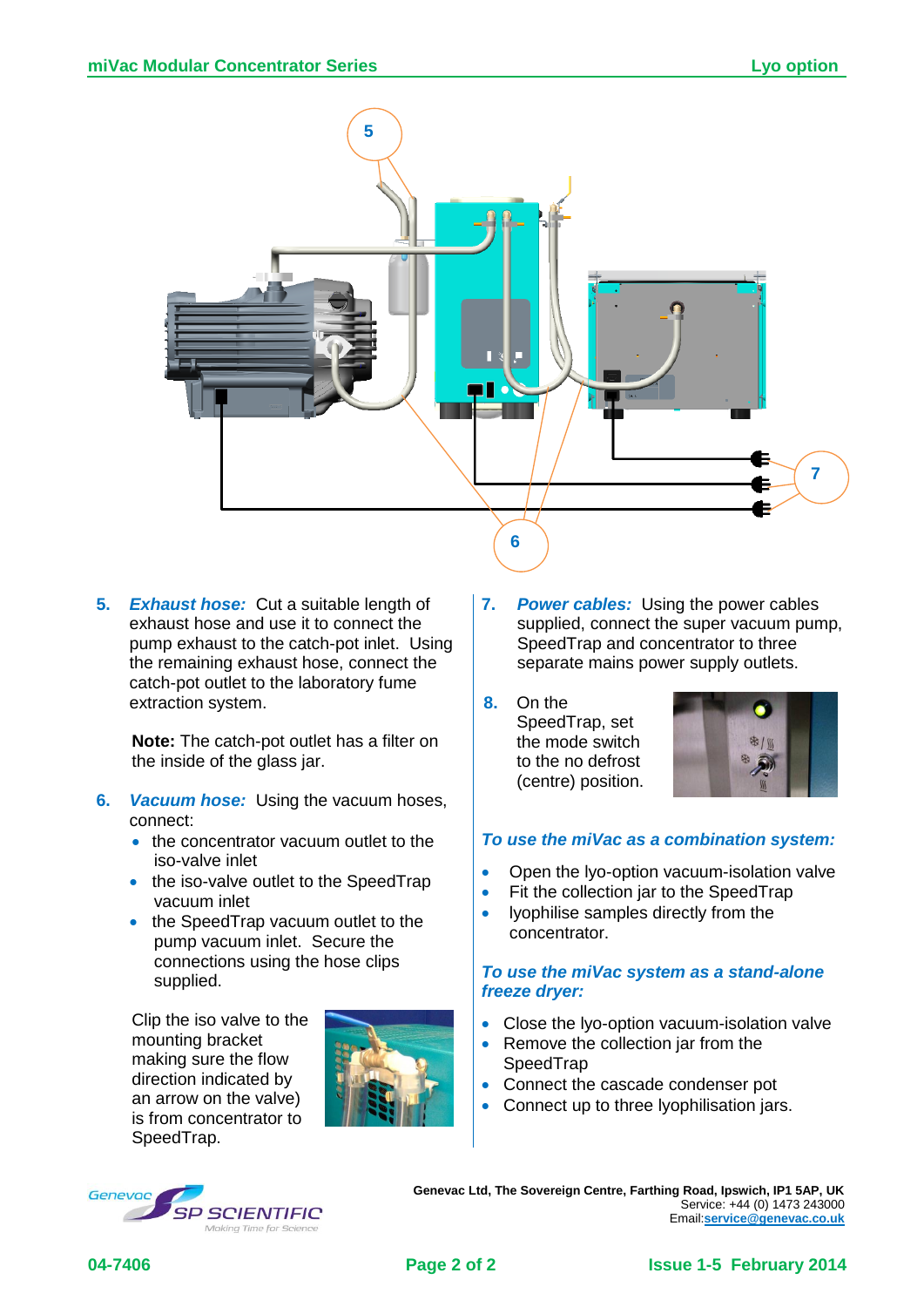5

7

6

5. ***Exhaust hose:*** Cut a suitable length of exhaust hose and use it to connect the pump exhaust to the catch-pot inlet. Using the remaining exhaust hose, connect the catch-pot outlet to the laboratory fume extraction system.

   **Note:** The catch-pot outlet has a filter on the inside of the glass jar.

6. ***Vacuum hose:*** Using the vacuum hoses, connect:
   - the concentrator vacuum outlet to the iso-valve inlet
   - the iso-valve outlet to the SpeedTrap vacuum inlet
   - the SpeedTrap vacuum outlet to the pump vacuum inlet. Secure the connections using the hose clips supplied.

   Clip the iso valve to the mounting bracket making sure the flow direction indicated by an arrow on the valve) is from concentrator to SpeedTrap.

7. ***Power cables:*** Using the power cables supplied, connect the super vacuum pump, SpeedTrap and concentrator to three separate mains power supply outlets.

8. On the SpeedTrap, set the mode switch to the no defrost (centre) position.

### *To use the miVac as a combination system:*

- Open the lyo-option vacuum-isolation valve
- Fit the collection jar to the SpeedTrap
- lyophilise samples directly from the concentrator.

### *To use the miVac system as a stand-alone freeze dryer:*

- Close the lyo-option vacuum-isolation valve
- Remove the collection jar from the SpeedTrap
- Connect the cascade condenser pot
- Connect up to three lyophilisation jars.

Genevac SP SCIENTIFIC Making Time for Science

**Genevac Ltd, The Sovereign Centre, Farthing Road, Ipswich, IP1 5AP, UK**
Service: +44 (0) 1473 243000
Email: service@genevac.co.uk

04-7406

Issue 1-5 February 2014